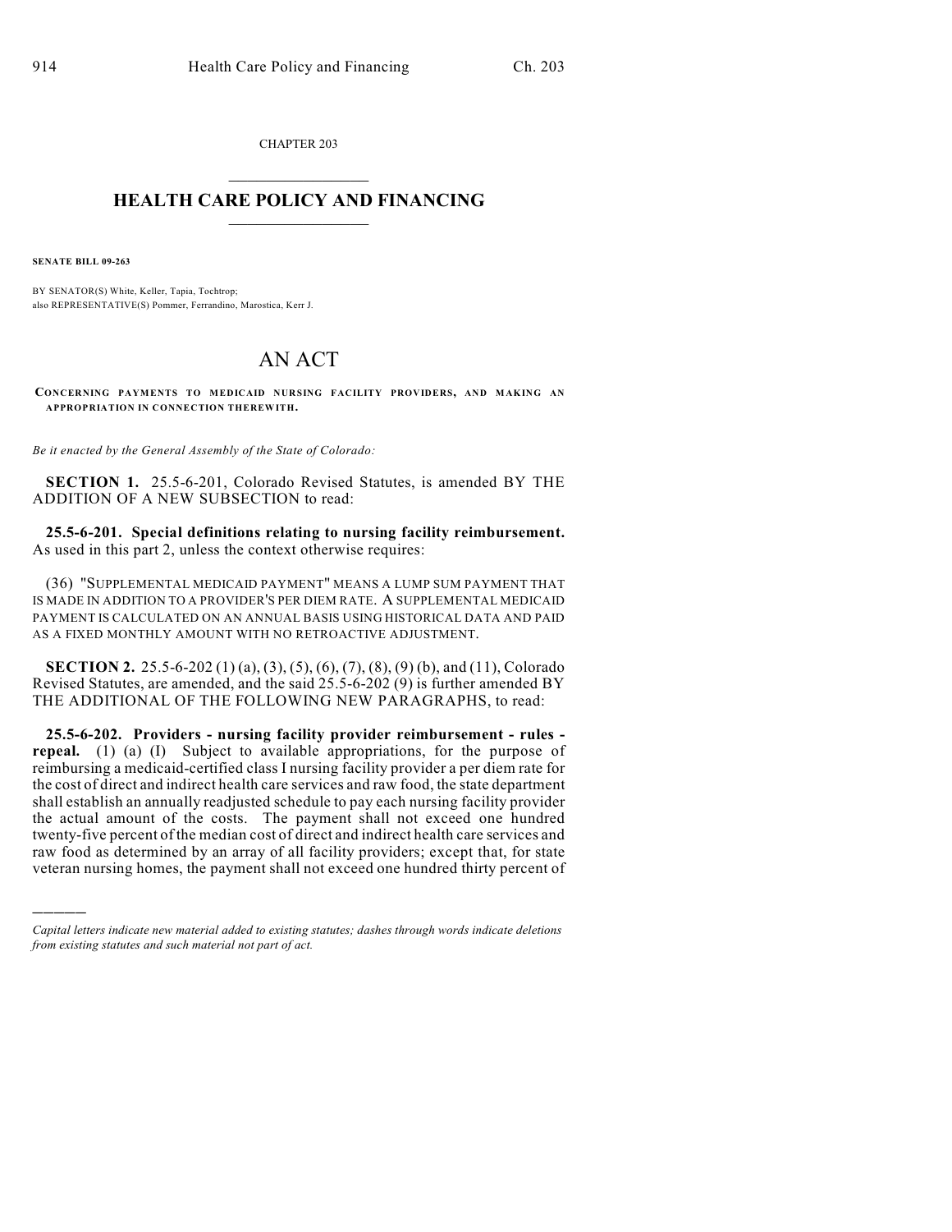CHAPTER 203

# HEALTH CARE POLICY AND FINANCING

**SENATE BILL 09-263**

BY SENATOR(S) White, Keller, Tapia, Tochtrop;
also REPRESENTATIVE(S) Pommer, Ferrandino, Marostica, Kerr J.

# AN ACT

**CONCERNING PAYMENTS TO MEDICAID NURSING FACILITY PROVIDERS, AND MAKING AN APPROPRIATION IN CONNECTION THEREWITH.**

*Be it enacted by the General Assembly of the State of Colorado:*

**SECTION 1.** 25.5-6-201, Colorado Revised Statutes, is amended BY THE ADDITION OF A NEW SUBSECTION to read:

**25.5-6-201. Special definitions relating to nursing facility reimbursement.** As used in this part 2, unless the context otherwise requires:

(36) "SUPPLEMENTAL MEDICAID PAYMENT" MEANS A LUMP SUM PAYMENT THAT IS MADE IN ADDITION TO A PROVIDER'S PER DIEM RATE. A SUPPLEMENTAL MEDICAID PAYMENT IS CALCULATED ON AN ANNUAL BASIS USING HISTORICAL DATA AND PAID AS A FIXED MONTHLY AMOUNT WITH NO RETROACTIVE ADJUSTMENT.

**SECTION 2.** 25.5-6-202 (1) (a), (3), (5), (6), (7), (8), (9) (b), and (11), Colorado Revised Statutes, are amended, and the said 25.5-6-202 (9) is further amended BY THE ADDITIONAL OF THE FOLLOWING NEW PARAGRAPHS, to read:

**25.5-6-202. Providers - nursing facility provider reimbursement - rules - repeal.** (1) (a) (I) Subject to available appropriations, for the purpose of reimbursing a medicaid-certified class I nursing facility provider a per diem rate for the cost of direct and indirect health care services and raw food, the state department shall establish an annually readjusted schedule to pay each nursing facility provider the actual amount of the costs. The payment shall not exceed one hundred twenty-five percent of the median cost of direct and indirect health care services and raw food as determined by an array of all facility providers; except that, for state veteran nursing homes, the payment shall not exceed one hundred thirty percent of

*Capital letters indicate new material added to existing statutes; dashes through words indicate deletions from existing statutes and such material not part of act.*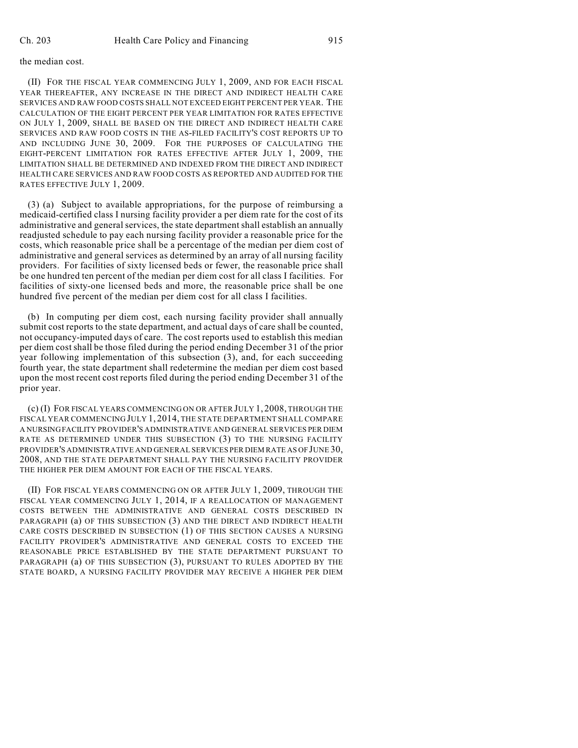the median cost.

(II) FOR THE FISCAL YEAR COMMENCING JULY 1, 2009, AND FOR EACH FISCAL YEAR THEREAFTER, ANY INCREASE IN THE DIRECT AND INDIRECT HEALTH CARE SERVICES AND RAW FOOD COSTS SHALL NOT EXCEED EIGHT PERCENT PER YEAR. THE CALCULATION OF THE EIGHT PERCENT PER YEAR LIMITATION FOR RATES EFFECTIVE ON JULY 1, 2009, SHALL BE BASED ON THE DIRECT AND INDIRECT HEALTH CARE SERVICES AND RAW FOOD COSTS IN THE AS-FILED FACILITY'S COST REPORTS UP TO AND INCLUDING JUNE 30, 2009. FOR THE PURPOSES OF CALCULATING THE EIGHT-PERCENT LIMITATION FOR RATES EFFECTIVE AFTER JULY 1, 2009, THE LIMITATION SHALL BE DETERMINED AND INDEXED FROM THE DIRECT AND INDIRECT HEALTH CARE SERVICES AND RAW FOOD COSTS AS REPORTED AND AUDITED FOR THE RATES EFFECTIVE JULY 1, 2009.

(3) (a) Subject to available appropriations, for the purpose of reimbursing a medicaid-certified class I nursing facility provider a per diem rate for the cost of its administrative and general services, the state department shall establish an annually readjusted schedule to pay each nursing facility provider a reasonable price for the costs, which reasonable price shall be a percentage of the median per diem cost of administrative and general services as determined by an array of all nursing facility providers. For facilities of sixty licensed beds or fewer, the reasonable price shall be one hundred ten percent of the median per diem cost for all class I facilities. For facilities of sixty-one licensed beds and more, the reasonable price shall be one hundred five percent of the median per diem cost for all class I facilities.

(b) In computing per diem cost, each nursing facility provider shall annually submit cost reports to the state department, and actual days of care shall be counted, not occupancy-imputed days of care. The cost reports used to establish this median per diem cost shall be those filed during the period ending December 31 of the prior year following implementation of this subsection (3), and, for each succeeding fourth year, the state department shall redetermine the median per diem cost based upon the most recent cost reports filed during the period ending December 31 of the prior year.

(c) (I) FOR FISCAL YEARS COMMENCING ON OR AFTER JULY 1, 2008, THROUGH THE FISCAL YEAR COMMENCING JULY 1, 2014, THE STATE DEPARTMENT SHALL COMPARE A NURSING FACILITY PROVIDER'S ADMINISTRATIVE AND GENERAL SERVICES PER DIEM RATE AS DETERMINED UNDER THIS SUBSECTION (3) TO THE NURSING FACILITY PROVIDER'S ADMINISTRATIVE AND GENERAL SERVICES PER DIEM RATE AS OF JUNE 30, 2008, AND THE STATE DEPARTMENT SHALL PAY THE NURSING FACILITY PROVIDER THE HIGHER PER DIEM AMOUNT FOR EACH OF THE FISCAL YEARS.

(II) FOR FISCAL YEARS COMMENCING ON OR AFTER JULY 1, 2009, THROUGH THE FISCAL YEAR COMMENCING JULY 1, 2014, IF A REALLOCATION OF MANAGEMENT COSTS BETWEEN THE ADMINISTRATIVE AND GENERAL COSTS DESCRIBED IN PARAGRAPH (a) OF THIS SUBSECTION (3) AND THE DIRECT AND INDIRECT HEALTH CARE COSTS DESCRIBED IN SUBSECTION (1) OF THIS SECTION CAUSES A NURSING FACILITY PROVIDER'S ADMINISTRATIVE AND GENERAL COSTS TO EXCEED THE REASONABLE PRICE ESTABLISHED BY THE STATE DEPARTMENT PURSUANT TO PARAGRAPH (a) OF THIS SUBSECTION (3), PURSUANT TO RULES ADOPTED BY THE STATE BOARD, A NURSING FACILITY PROVIDER MAY RECEIVE A HIGHER PER DIEM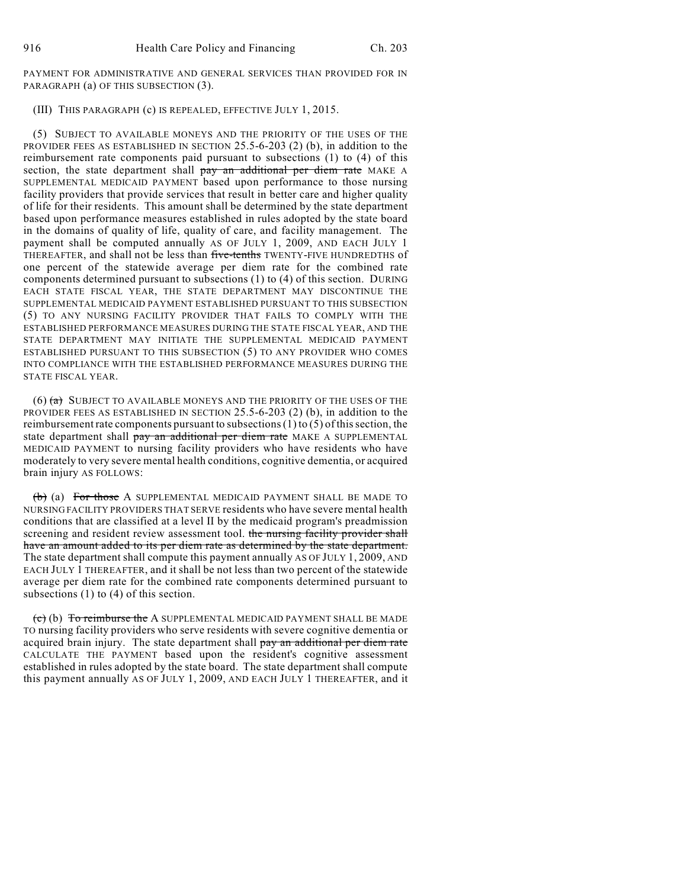PAYMENT FOR ADMINISTRATIVE AND GENERAL SERVICES THAN PROVIDED FOR IN PARAGRAPH (a) OF THIS SUBSECTION (3).

(III) THIS PARAGRAPH (c) IS REPEALED, EFFECTIVE JULY 1, 2015.

(5) SUBJECT TO AVAILABLE MONEYS AND THE PRIORITY OF THE USES OF THE PROVIDER FEES AS ESTABLISHED IN SECTION 25.5-6-203 (2) (b), in addition to the reimbursement rate components paid pursuant to subsections (1) to (4) of this section, the state department shall ~~pay an additional per diem rate~~ MAKE A SUPPLEMENTAL MEDICAID PAYMENT based upon performance to those nursing facility providers that provide services that result in better care and higher quality of life for their residents. This amount shall be determined by the state department based upon performance measures established in rules adopted by the state board in the domains of quality of life, quality of care, and facility management. The payment shall be computed annually AS OF JULY 1, 2009, AND EACH JULY 1 THEREAFTER, and shall not be less than ~~five-tenths~~ TWENTY-FIVE HUNDREDTHS of one percent of the statewide average per diem rate for the combined rate components determined pursuant to subsections (1) to (4) of this section. DURING EACH STATE FISCAL YEAR, THE STATE DEPARTMENT MAY DISCONTINUE THE SUPPLEMENTAL MEDICAID PAYMENT ESTABLISHED PURSUANT TO THIS SUBSECTION (5) TO ANY NURSING FACILITY PROVIDER THAT FAILS TO COMPLY WITH THE ESTABLISHED PERFORMANCE MEASURES DURING THE STATE FISCAL YEAR, AND THE STATE DEPARTMENT MAY INITIATE THE SUPPLEMENTAL MEDICAID PAYMENT ESTABLISHED PURSUANT TO THIS SUBSECTION (5) TO ANY PROVIDER WHO COMES INTO COMPLIANCE WITH THE ESTABLISHED PERFORMANCE MEASURES DURING THE STATE FISCAL YEAR.

(6) ~~(a)~~ SUBJECT TO AVAILABLE MONEYS AND THE PRIORITY OF THE USES OF THE PROVIDER FEES AS ESTABLISHED IN SECTION 25.5-6-203 (2) (b), in addition to the reimbursement rate components pursuant to subsections (1) to (5) of this section, the state department shall ~~pay an additional per diem rate~~ MAKE A SUPPLEMENTAL MEDICAID PAYMENT to nursing facility providers who have residents who have moderately to very severe mental health conditions, cognitive dementia, or acquired brain injury AS FOLLOWS:

~~(b)~~ (a) ~~For those~~ A SUPPLEMENTAL MEDICAID PAYMENT SHALL BE MADE TO NURSING FACILITY PROVIDERS THAT SERVE residents who have severe mental health conditions that are classified at a level II by the medicaid program's preadmission screening and resident review assessment tool. ~~the nursing facility provider shall have an amount added to its per diem rate as determined by the state department.~~ The state department shall compute this payment annually AS OF JULY 1, 2009, AND EACH JULY 1 THEREAFTER, and it shall be not less than two percent of the statewide average per diem rate for the combined rate components determined pursuant to subsections (1) to (4) of this section.

~~(c)~~ (b) ~~To reimburse the~~ A SUPPLEMENTAL MEDICAID PAYMENT SHALL BE MADE TO nursing facility providers who serve residents with severe cognitive dementia or acquired brain injury. The state department shall ~~pay an additional per diem rate~~ CALCULATE THE PAYMENT based upon the resident's cognitive assessment established in rules adopted by the state board. The state department shall compute this payment annually AS OF JULY 1, 2009, AND EACH JULY 1 THEREAFTER, and it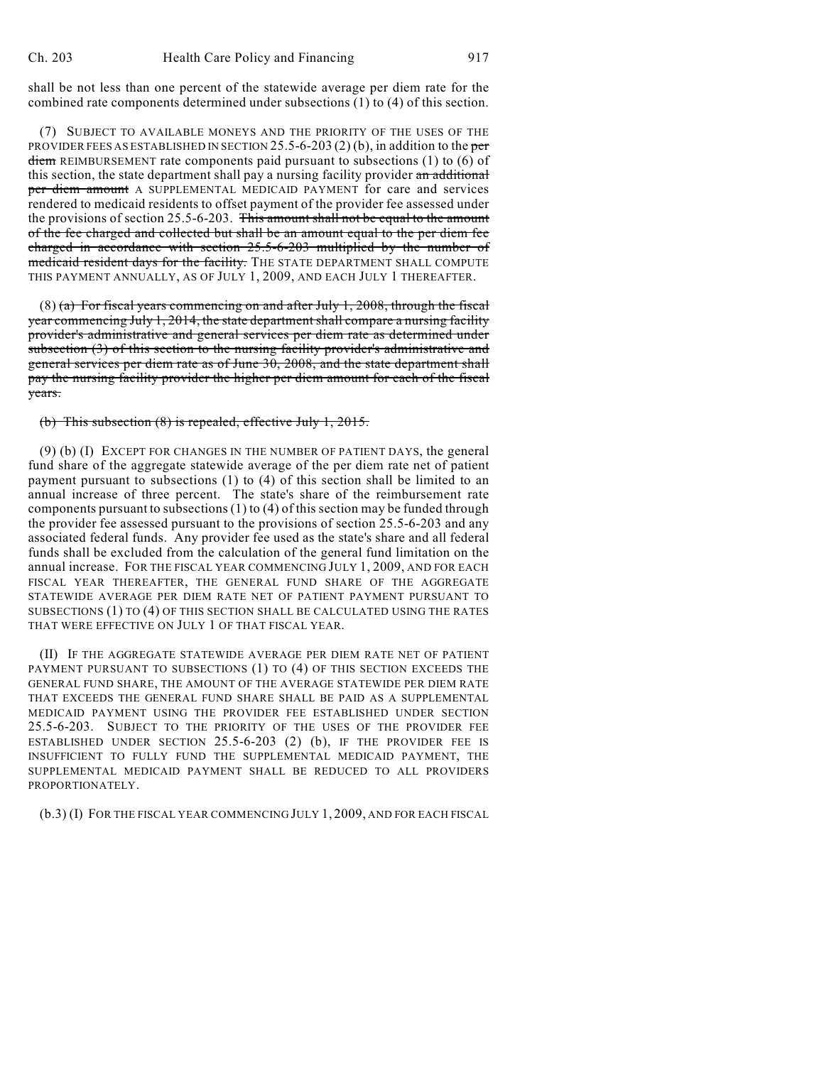shall be not less than one percent of the statewide average per diem rate for the combined rate components determined under subsections (1) to (4) of this section.

(7) SUBJECT TO AVAILABLE MONEYS AND THE PRIORITY OF THE USES OF THE PROVIDER FEES AS ESTABLISHED IN SECTION 25.5-6-203 (2) (b), in addition to the ~~per diem~~ REIMBURSEMENT rate components paid pursuant to subsections (1) to (6) of this section, the state department shall pay a nursing facility provider ~~an additional per diem amount~~ A SUPPLEMENTAL MEDICAID PAYMENT for care and services rendered to medicaid residents to offset payment of the provider fee assessed under the provisions of section 25.5-6-203. ~~This amount shall not be equal to the amount of the fee charged and collected but shall be an amount equal to the per diem fee charged in accordance with section 25.5-6-203 multiplied by the number of medicaid resident days for the facility.~~ THE STATE DEPARTMENT SHALL COMPUTE THIS PAYMENT ANNUALLY, AS OF JULY 1, 2009, AND EACH JULY 1 THEREAFTER.

(8) ~~(a) For fiscal years commencing on and after July 1, 2008, through the fiscal year commencing July 1, 2014, the state department shall compare a nursing facility provider's administrative and general services per diem rate as determined under subsection (3) of this section to the nursing facility provider's administrative and general services per diem rate as of June 30, 2008, and the state department shall pay the nursing facility provider the higher per diem amount for each of the fiscal years.~~

~~(b) This subsection (8) is repealed, effective July 1, 2015.~~

(9) (b) (I) EXCEPT FOR CHANGES IN THE NUMBER OF PATIENT DAYS, the general fund share of the aggregate statewide average of the per diem rate net of patient payment pursuant to subsections (1) to (4) of this section shall be limited to an annual increase of three percent. The state's share of the reimbursement rate components pursuant to subsections (1) to (4) of this section may be funded through the provider fee assessed pursuant to the provisions of section 25.5-6-203 and any associated federal funds. Any provider fee used as the state's share and all federal funds shall be excluded from the calculation of the general fund limitation on the annual increase. FOR THE FISCAL YEAR COMMENCING JULY 1, 2009, AND FOR EACH FISCAL YEAR THEREAFTER, THE GENERAL FUND SHARE OF THE AGGREGATE STATEWIDE AVERAGE PER DIEM RATE NET OF PATIENT PAYMENT PURSUANT TO SUBSECTIONS (1) TO (4) OF THIS SECTION SHALL BE CALCULATED USING THE RATES THAT WERE EFFECTIVE ON JULY 1 OF THAT FISCAL YEAR.

(II) IF THE AGGREGATE STATEWIDE AVERAGE PER DIEM RATE NET OF PATIENT PAYMENT PURSUANT TO SUBSECTIONS (1) TO (4) OF THIS SECTION EXCEEDS THE GENERAL FUND SHARE, THE AMOUNT OF THE AVERAGE STATEWIDE PER DIEM RATE THAT EXCEEDS THE GENERAL FUND SHARE SHALL BE PAID AS A SUPPLEMENTAL MEDICAID PAYMENT USING THE PROVIDER FEE ESTABLISHED UNDER SECTION 25.5-6-203. SUBJECT TO THE PRIORITY OF THE USES OF THE PROVIDER FEE ESTABLISHED UNDER SECTION 25.5-6-203 (2) (b), IF THE PROVIDER FEE IS INSUFFICIENT TO FULLY FUND THE SUPPLEMENTAL MEDICAID PAYMENT, THE SUPPLEMENTAL MEDICAID PAYMENT SHALL BE REDUCED TO ALL PROVIDERS PROPORTIONATELY.

(b.3) (I) FOR THE FISCAL YEAR COMMENCING JULY 1, 2009, AND FOR EACH FISCAL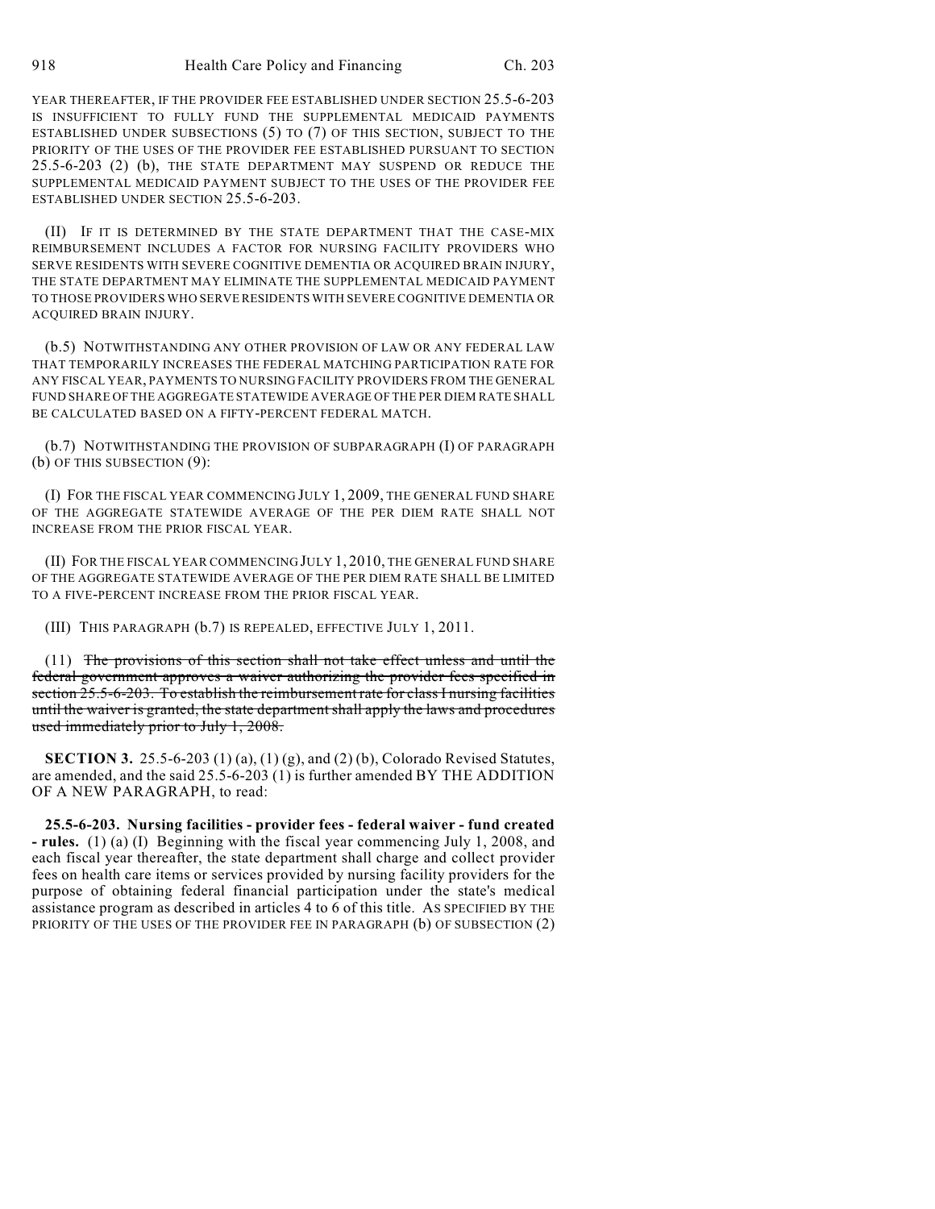YEAR THEREAFTER, IF THE PROVIDER FEE ESTABLISHED UNDER SECTION 25.5-6-203 IS INSUFFICIENT TO FULLY FUND THE SUPPLEMENTAL MEDICAID PAYMENTS ESTABLISHED UNDER SUBSECTIONS (5) TO (7) OF THIS SECTION, SUBJECT TO THE PRIORITY OF THE USES OF THE PROVIDER FEE ESTABLISHED PURSUANT TO SECTION 25.5-6-203 (2) (b), THE STATE DEPARTMENT MAY SUSPEND OR REDUCE THE SUPPLEMENTAL MEDICAID PAYMENT SUBJECT TO THE USES OF THE PROVIDER FEE ESTABLISHED UNDER SECTION 25.5-6-203.

(II) IF IT IS DETERMINED BY THE STATE DEPARTMENT THAT THE CASE-MIX REIMBURSEMENT INCLUDES A FACTOR FOR NURSING FACILITY PROVIDERS WHO SERVE RESIDENTS WITH SEVERE COGNITIVE DEMENTIA OR ACQUIRED BRAIN INJURY, THE STATE DEPARTMENT MAY ELIMINATE THE SUPPLEMENTAL MEDICAID PAYMENT TO THOSE PROVIDERS WHO SERVE RESIDENTS WITH SEVERE COGNITIVE DEMENTIA OR ACQUIRED BRAIN INJURY.

(b.5) NOTWITHSTANDING ANY OTHER PROVISION OF LAW OR ANY FEDERAL LAW THAT TEMPORARILY INCREASES THE FEDERAL MATCHING PARTICIPATION RATE FOR ANY FISCAL YEAR, PAYMENTS TO NURSING FACILITY PROVIDERS FROM THE GENERAL FUND SHARE OF THE AGGREGATE STATEWIDE AVERAGE OF THE PER DIEM RATE SHALL BE CALCULATED BASED ON A FIFTY-PERCENT FEDERAL MATCH.

(b.7) NOTWITHSTANDING THE PROVISION OF SUBPARAGRAPH (I) OF PARAGRAPH (b) OF THIS SUBSECTION (9):

(I) FOR THE FISCAL YEAR COMMENCING JULY 1, 2009, THE GENERAL FUND SHARE OF THE AGGREGATE STATEWIDE AVERAGE OF THE PER DIEM RATE SHALL NOT INCREASE FROM THE PRIOR FISCAL YEAR.

(II) FOR THE FISCAL YEAR COMMENCING JULY 1, 2010, THE GENERAL FUND SHARE OF THE AGGREGATE STATEWIDE AVERAGE OF THE PER DIEM RATE SHALL BE LIMITED TO A FIVE-PERCENT INCREASE FROM THE PRIOR FISCAL YEAR.

(III) THIS PARAGRAPH (b.7) IS REPEALED, EFFECTIVE JULY 1, 2011.

(11) ~~The provisions of this section shall not take effect unless and until the federal government approves a waiver authorizing the provider fees specified in section 25.5-6-203. To establish the reimbursement rate for class I nursing facilities until the waiver is granted, the state department shall apply the laws and procedures used immediately prior to July 1, 2008.~~

**SECTION 3.** 25.5-6-203 (1) (a), (1) (g), and (2) (b), Colorado Revised Statutes, are amended, and the said 25.5-6-203 (1) is further amended BY THE ADDITION OF A NEW PARAGRAPH, to read:

**25.5-6-203. Nursing facilities - provider fees - federal waiver - fund created - rules.** (1) (a) (I) Beginning with the fiscal year commencing July 1, 2008, and each fiscal year thereafter, the state department shall charge and collect provider fees on health care items or services provided by nursing facility providers for the purpose of obtaining federal financial participation under the state's medical assistance program as described in articles 4 to 6 of this title. AS SPECIFIED BY THE PRIORITY OF THE USES OF THE PROVIDER FEE IN PARAGRAPH (b) OF SUBSECTION (2)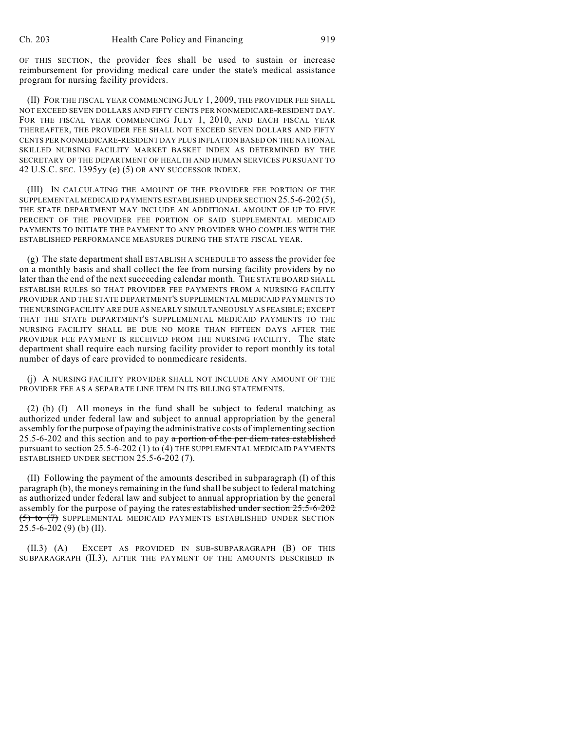OF THIS SECTION, the provider fees shall be used to sustain or increase reimbursement for providing medical care under the state's medical assistance program for nursing facility providers.

(II) FOR THE FISCAL YEAR COMMENCING JULY 1, 2009, THE PROVIDER FEE SHALL NOT EXCEED SEVEN DOLLARS AND FIFTY CENTS PER NONMEDICARE-RESIDENT DAY. FOR THE FISCAL YEAR COMMENCING JULY 1, 2010, AND EACH FISCAL YEAR THEREAFTER, THE PROVIDER FEE SHALL NOT EXCEED SEVEN DOLLARS AND FIFTY CENTS PER NONMEDICARE-RESIDENT DAY PLUS INFLATION BASED ON THE NATIONAL SKILLED NURSING FACILITY MARKET BASKET INDEX AS DETERMINED BY THE SECRETARY OF THE DEPARTMENT OF HEALTH AND HUMAN SERVICES PURSUANT TO 42 U.S.C. SEC. 1395yy (e) (5) OR ANY SUCCESSOR INDEX.

(III) IN CALCULATING THE AMOUNT OF THE PROVIDER FEE PORTION OF THE SUPPLEMENTAL MEDICAID PAYMENTS ESTABLISHED UNDER SECTION 25.5-6-202 (5), THE STATE DEPARTMENT MAY INCLUDE AN ADDITIONAL AMOUNT OF UP TO FIVE PERCENT OF THE PROVIDER FEE PORTION OF SAID SUPPLEMENTAL MEDICAID PAYMENTS TO INITIATE THE PAYMENT TO ANY PROVIDER WHO COMPLIES WITH THE ESTABLISHED PERFORMANCE MEASURES DURING THE STATE FISCAL YEAR.

(g) The state department shall ESTABLISH A SCHEDULE TO assess the provider fee on a monthly basis and shall collect the fee from nursing facility providers by no later than the end of the next succeeding calendar month. THE STATE BOARD SHALL ESTABLISH RULES SO THAT PROVIDER FEE PAYMENTS FROM A NURSING FACILITY PROVIDER AND THE STATE DEPARTMENT'S SUPPLEMENTAL MEDICAID PAYMENTS TO THE NURSING FACILITY ARE DUE AS NEARLY SIMULTANEOUSLY AS FEASIBLE; EXCEPT THAT THE STATE DEPARTMENT'S SUPPLEMENTAL MEDICAID PAYMENTS TO THE NURSING FACILITY SHALL BE DUE NO MORE THAN FIFTEEN DAYS AFTER THE PROVIDER FEE PAYMENT IS RECEIVED FROM THE NURSING FACILITY. The state department shall require each nursing facility provider to report monthly its total number of days of care provided to nonmedicare residents.

(j) A NURSING FACILITY PROVIDER SHALL NOT INCLUDE ANY AMOUNT OF THE PROVIDER FEE AS A SEPARATE LINE ITEM IN ITS BILLING STATEMENTS.

(2) (b) (I) All moneys in the fund shall be subject to federal matching as authorized under federal law and subject to annual appropriation by the general assembly for the purpose of paying the administrative costs of implementing section 25.5-6-202 and this section and to pay ~~a portion of the per diem rates established pursuant to section 25.5-6-202 (1) to (4)~~ THE SUPPLEMENTAL MEDICAID PAYMENTS ESTABLISHED UNDER SECTION 25.5-6-202 (7).

(II) Following the payment of the amounts described in subparagraph (I) of this paragraph (b), the moneys remaining in the fund shall be subject to federal matching as authorized under federal law and subject to annual appropriation by the general assembly for the purpose of paying the ~~rates established under section 25.5-6-202 (5) to (7)~~ SUPPLEMENTAL MEDICAID PAYMENTS ESTABLISHED UNDER SECTION 25.5-6-202 (9) (b) (II).

(II.3) (A) EXCEPT AS PROVIDED IN SUB-SUBPARAGRAPH (B) OF THIS SUBPARAGRAPH (II.3), AFTER THE PAYMENT OF THE AMOUNTS DESCRIBED IN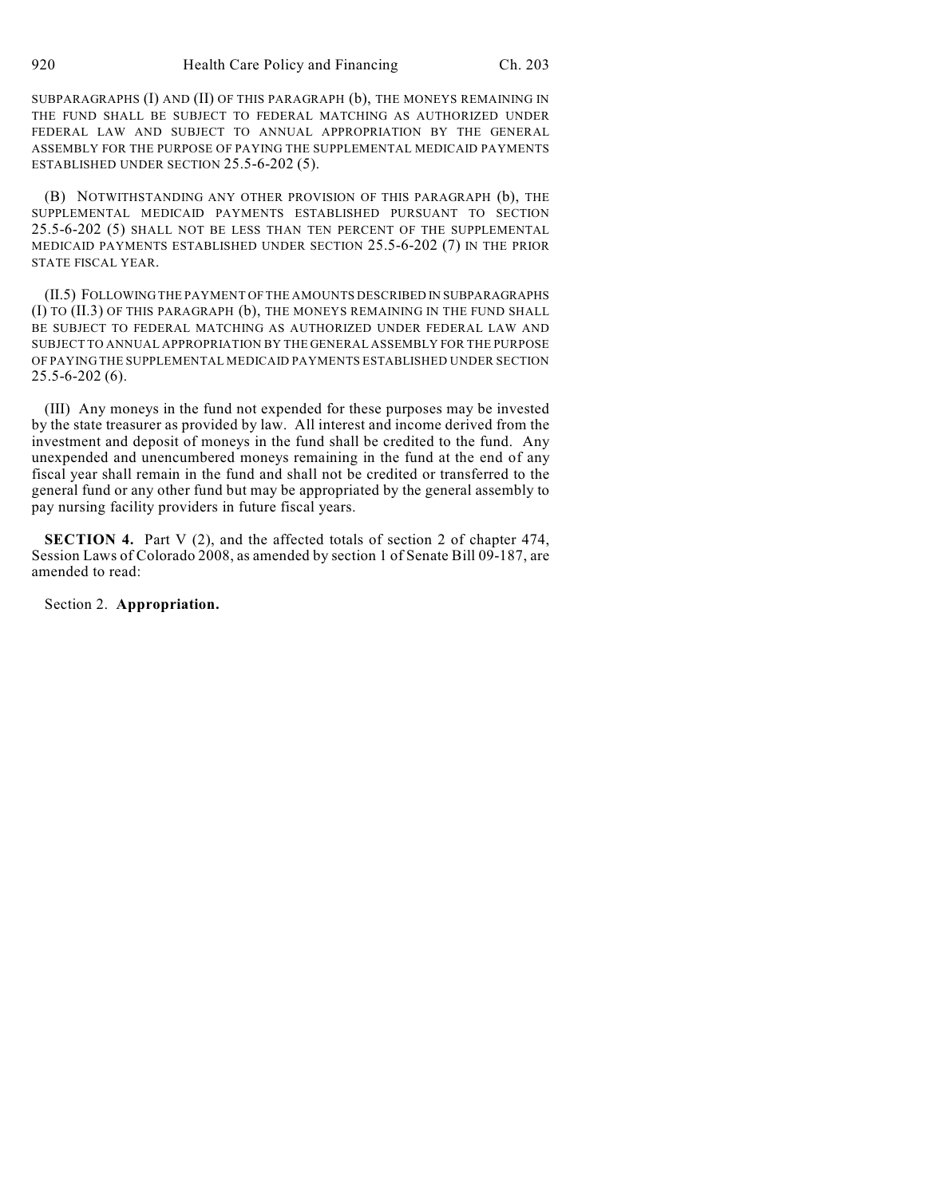SUBPARAGRAPHS (I) AND (II) OF THIS PARAGRAPH (b), THE MONEYS REMAINING IN THE FUND SHALL BE SUBJECT TO FEDERAL MATCHING AS AUTHORIZED UNDER FEDERAL LAW AND SUBJECT TO ANNUAL APPROPRIATION BY THE GENERAL ASSEMBLY FOR THE PURPOSE OF PAYING THE SUPPLEMENTAL MEDICAID PAYMENTS ESTABLISHED UNDER SECTION 25.5-6-202 (5).

(B) NOTWITHSTANDING ANY OTHER PROVISION OF THIS PARAGRAPH (b), THE SUPPLEMENTAL MEDICAID PAYMENTS ESTABLISHED PURSUANT TO SECTION 25.5-6-202 (5) SHALL NOT BE LESS THAN TEN PERCENT OF THE SUPPLEMENTAL MEDICAID PAYMENTS ESTABLISHED UNDER SECTION 25.5-6-202 (7) IN THE PRIOR STATE FISCAL YEAR.

(II.5) FOLLOWING THE PAYMENT OF THE AMOUNTS DESCRIBED IN SUBPARAGRAPHS (I) TO (II.3) OF THIS PARAGRAPH (b), THE MONEYS REMAINING IN THE FUND SHALL BE SUBJECT TO FEDERAL MATCHING AS AUTHORIZED UNDER FEDERAL LAW AND SUBJECT TO ANNUAL APPROPRIATION BY THE GENERAL ASSEMBLY FOR THE PURPOSE OF PAYING THE SUPPLEMENTAL MEDICAID PAYMENTS ESTABLISHED UNDER SECTION 25.5-6-202 (6).

(III) Any moneys in the fund not expended for these purposes may be invested by the state treasurer as provided by law. All interest and income derived from the investment and deposit of moneys in the fund shall be credited to the fund. Any unexpended and unencumbered moneys remaining in the fund at the end of any fiscal year shall remain in the fund and shall not be credited or transferred to the general fund or any other fund but may be appropriated by the general assembly to pay nursing facility providers in future fiscal years.

**SECTION 4.** Part V (2), and the affected totals of section 2 of chapter 474, Session Laws of Colorado 2008, as amended by section 1 of Senate Bill 09-187, are amended to read:

Section 2. **Appropriation.**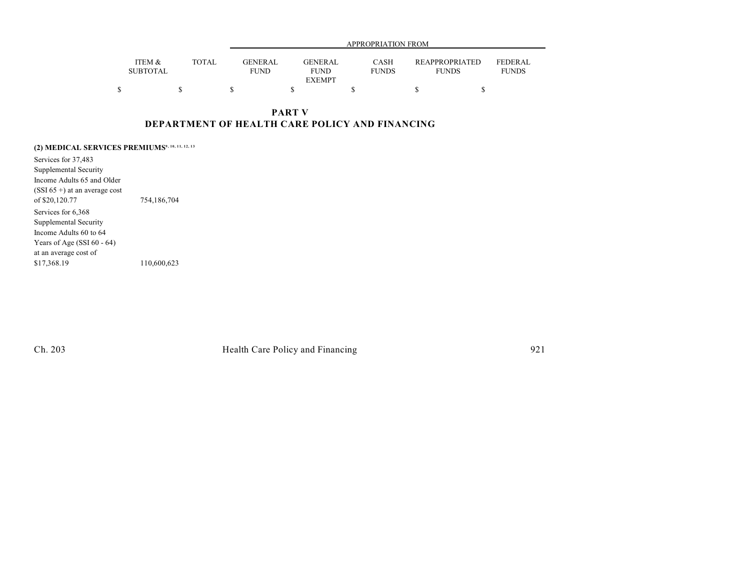| | ITEM & SUBTOTAL | TOTAL | GENERAL FUND | GENERAL FUND EXEMPT | CASH FUNDS | REAPPROPRIATED FUNDS | FEDERAL FUNDS |
|---|---|---|---|---|---|---|---|
| | | | APPROPRIATION FROM | | | | |
| | $ | $ | $ | $ | $ | $ | $ |

## PART V
## DEPARTMENT OF HEALTH CARE POLICY AND FINANCING

**(2) MEDICAL SERVICES PREMIUMS**[9, 10, 11, 12, 13]

| | ITEM & SUBTOTAL | TOTAL | GENERAL FUND | GENERAL FUND EXEMPT | CASH FUNDS | REAPPROPRIATED FUNDS | FEDERAL FUNDS |
|---|---|---|---|---|---|---|---|
| Services for 37,483 Supplemental Security Income Adults 65 and Older (SSI 65 +) at an average cost of $20,120.77 | 754,186,704 | | | | | | |
| Services for 6,368 Supplemental Security Income Adults 60 to 64 Years of Age (SSI 60 - 64) at an average cost of $17,368.19 | 110,600,623 | | | | | | |

Ch. 203 Health Care Policy and Financing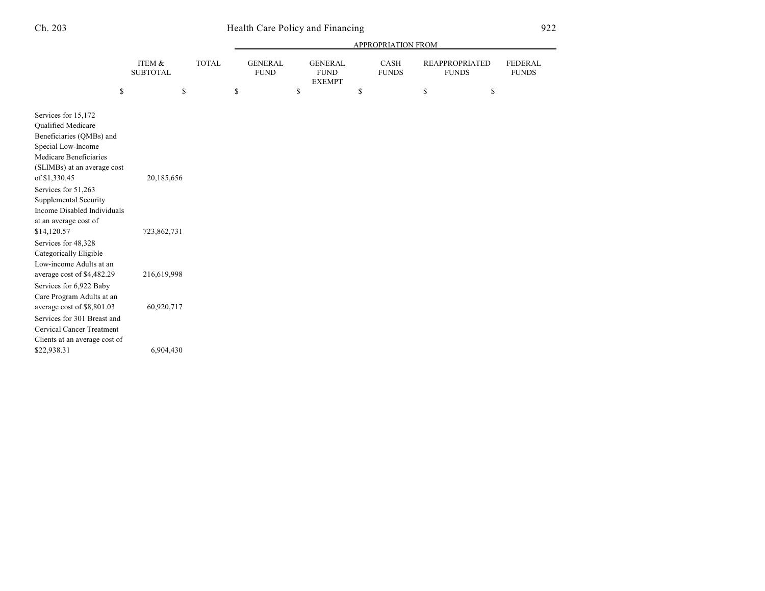| | ITEM & SUBTOTAL | TOTAL | APPROPRIATION FROM GENERAL FUND | GENERAL FUND EXEMPT | CASH FUNDS | REAPPROPRIATED FUNDS | FEDERAL FUNDS |
|---|---|---|---|---|---|---|---|
| | $ | $ | $ | $ | $ | $ | $ |
| Services for 15,172 Qualified Medicare Beneficiaries (QMBs) and Special Low-Income Medicare Beneficiaries (SLIMBs) at an average cost of $1,330.45 | 20,185,656 | | | | | | |
| Services for 51,263 Supplemental Security Income Disabled Individuals at an average cost of $14,120.57 | 723,862,731 | | | | | | |
| Services for 48,328 Categorically Eligible Low-income Adults at an average cost of $4,482.29 | 216,619,998 | | | | | | |
| Services for 6,922 Baby Care Program Adults at an average cost of $8,801.03 | 60,920,717 | | | | | | |
| Services for 301 Breast and Cervical Cancer Treatment Clients at an average cost of $22,938.31 | 6,904,430 | | | | | | |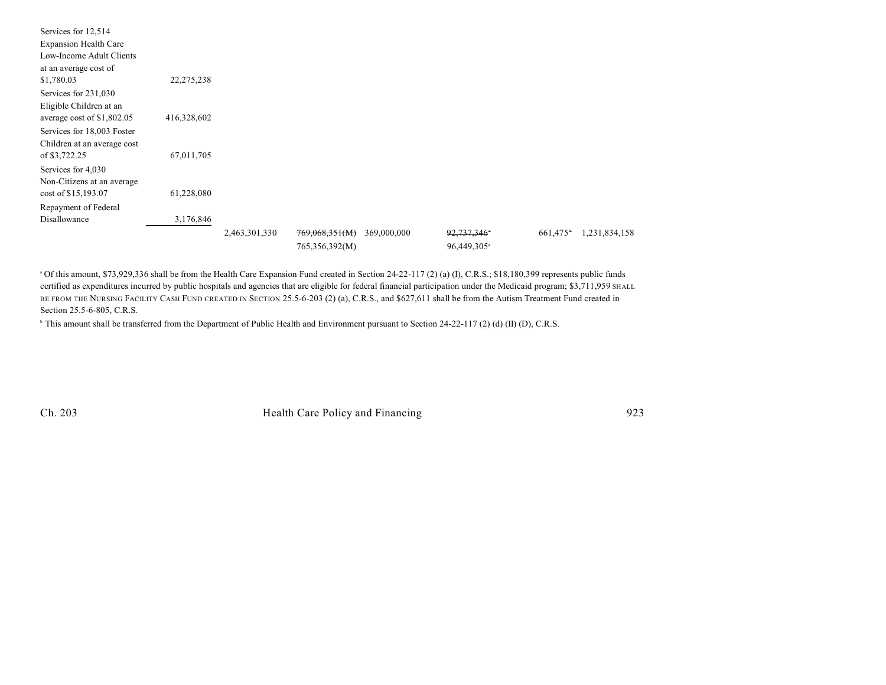| | | | | | | | |
|---|---|---|---|---|---|---|---|
| Services for 12,514 Expansion Health Care Low-Income Adult Clients at an average cost of $1,780.03 | 22,275,238 | | | | | | |
| Services for 231,030 Eligible Children at an average cost of $1,802.05 | 416,328,602 | | | | | | |
| Services for 18,003 Foster Children at an average cost of $3,722.25 | 67,011,705 | | | | | | |
| Services for 4,030 Non-Citizens at an average cost of $15,193.07 | 61,228,080 | | | | | | |
| Repayment of Federal Disallowance | 3,176,846 | | | | | | |
| | | 2,463,301,330 | ~~769,068,351(M)~~ 765,356,392(M) | 369,000,000 | ~~92,737,346~~[a] 96,449,305[a] | 661,475[b] | 1,231,834,158 |

[a] Of this amount, $73,929,336 shall be from the Health Care Expansion Fund created in Section 24-22-117 (2) (a) (I), C.R.S.; $18,180,399 represents public funds certified as expenditures incurred by public hospitals and agencies that are eligible for federal financial participation under the Medicaid program; $3,711,959 SHALL BE FROM THE NURSING FACILITY CASH FUND CREATED IN SECTION 25.5-6-203 (2) (a), C.R.S., and $627,611 shall be from the Autism Treatment Fund created in Section 25.5-6-805, C.R.S.

[b] This amount shall be transferred from the Department of Public Health and Environment pursuant to Section 24-22-117 (2) (d) (II) (D), C.R.S.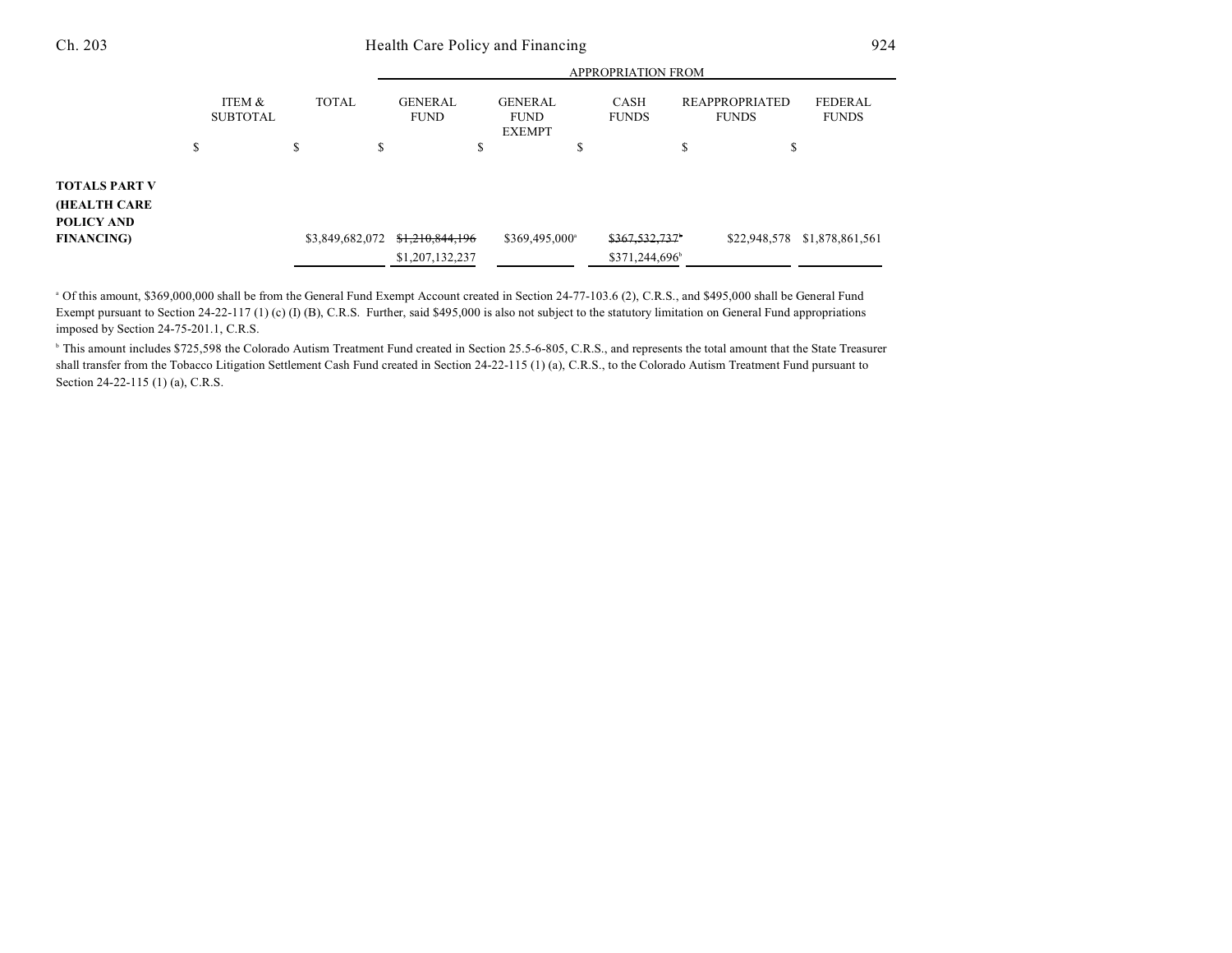| | ITEM & SUBTOTAL | TOTAL | APPROPRIATION FROM | | | | |
|---|---|---|---|---|---|---|---|
| | | | GENERAL FUND | GENERAL FUND EXEMPT | CASH FUNDS | REAPPROPRIATED FUNDS | FEDERAL FUNDS |
| | $ | $ | $ | $ | $ | $ | $ |
| **TOTALS PART V (HEALTH CARE POLICY AND FINANCING)** | | $3,849,682,072 | ~~$1,210,844,196~~ $1,207,132,237 | $369,495,000[a] | ~~$367,532,737[b]~~ $371,244,696[b] | $22,948,578 | $1,878,861,561 |

[a] Of this amount, $369,000,000 shall be from the General Fund Exempt Account created in Section 24-77-103.6 (2), C.R.S., and $495,000 shall be General Fund Exempt pursuant to Section 24-22-117 (1) (c) (I) (B), C.R.S. Further, said $495,000 is also not subject to the statutory limitation on General Fund appropriations imposed by Section 24-75-201.1, C.R.S.

[b] This amount includes $725,598 the Colorado Autism Treatment Fund created in Section 25.5-6-805, C.R.S., and represents the total amount that the State Treasurer shall transfer from the Tobacco Litigation Settlement Cash Fund created in Section 24-22-115 (1) (a), C.R.S., to the Colorado Autism Treatment Fund pursuant to Section 24-22-115 (1) (a), C.R.S.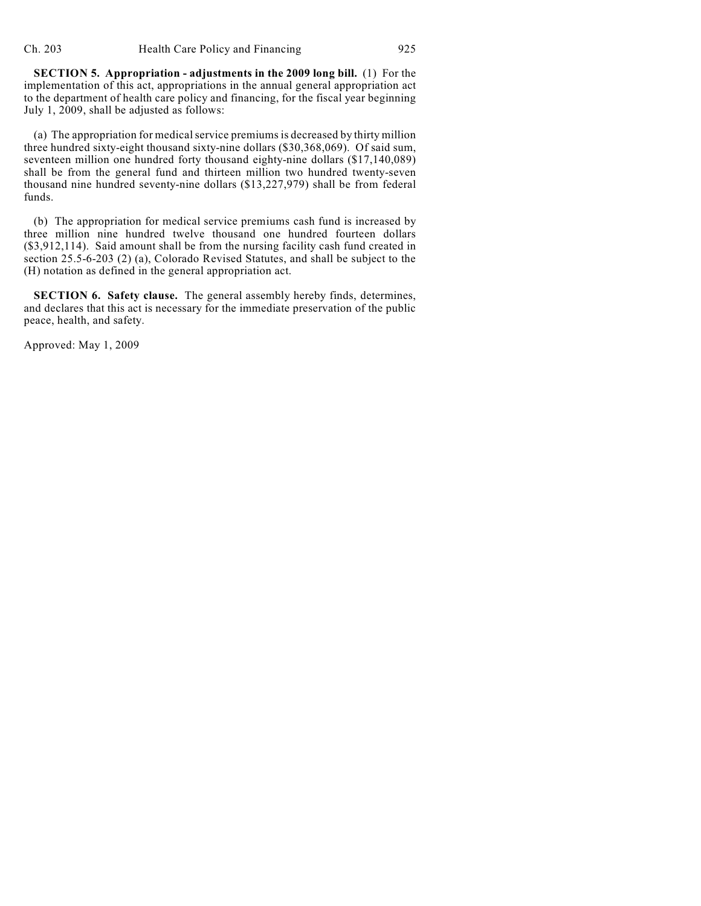**SECTION 5. Appropriation - adjustments in the 2009 long bill.** (1) For the implementation of this act, appropriations in the annual general appropriation act to the department of health care policy and financing, for the fiscal year beginning July 1, 2009, shall be adjusted as follows:

(a) The appropriation for medical service premiums is decreased by thirty million three hundred sixty-eight thousand sixty-nine dollars ($30,368,069). Of said sum, seventeen million one hundred forty thousand eighty-nine dollars ($17,140,089) shall be from the general fund and thirteen million two hundred twenty-seven thousand nine hundred seventy-nine dollars ($13,227,979) shall be from federal funds.

(b) The appropriation for medical service premiums cash fund is increased by three million nine hundred twelve thousand one hundred fourteen dollars ($3,912,114). Said amount shall be from the nursing facility cash fund created in section 25.5-6-203 (2) (a), Colorado Revised Statutes, and shall be subject to the (H) notation as defined in the general appropriation act.

**SECTION 6. Safety clause.** The general assembly hereby finds, determines, and declares that this act is necessary for the immediate preservation of the public peace, health, and safety.

Approved: May 1, 2009